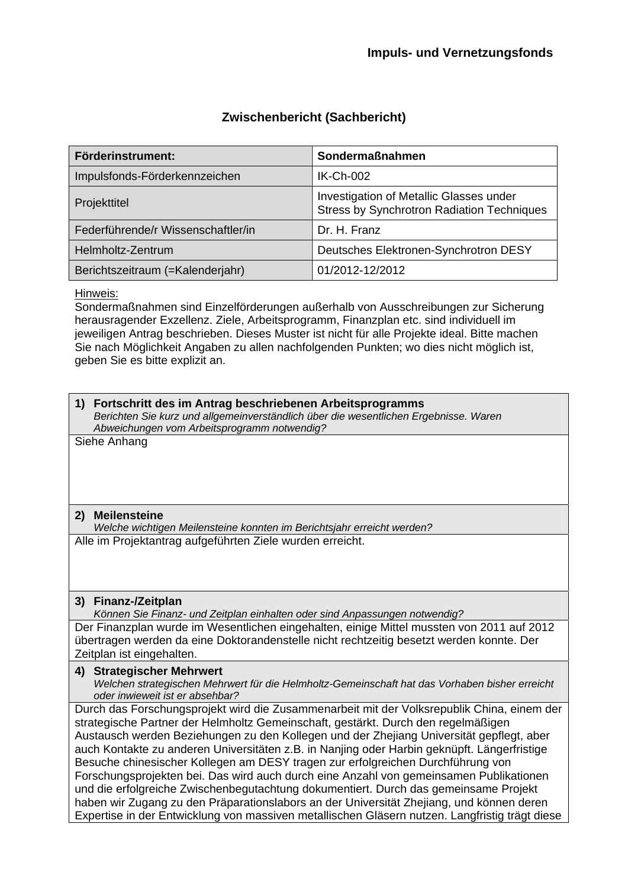**Impuls- und Vernetzungsfonds**

## Zwischenbericht (Sachbericht)

| **Förderinstrument:** | **Sondermaßnahmen** |
|---|---|
| Impulsfonds-Förderkennzeichen | IK-Ch-002 |
| Projekttitel | Investigation of Metallic Glasses under Stress by Synchrotron Radiation Techniques |
| Federführende/r Wissenschaftler/in | Dr. H. Franz |
| Helmholtz-Zentrum | Deutsches Elektronen-Synchrotron DESY |
| Berichtszeitraum (=Kalenderjahr) | 01/2012-12/2012 |

Hinweis:
Sondermaßnahmen sind Einzelförderungen außerhalb von Ausschreibungen zur Sicherung herausragender Exzellenz. Ziele, Arbeitsprogramm, Finanzplan etc. sind individuell im jeweiligen Antrag beschrieben. Dieses Muster ist nicht für alle Projekte ideal. Bitte machen Sie nach Möglichkeit Angaben zu allen nachfolgenden Punkten; wo dies nicht möglich ist, geben Sie es bitte explizit an.

**1) Fortschritt des im Antrag beschriebenen Arbeitsprogramms**
*Berichten Sie kurz und allgemeinverständlich über die wesentlichen Ergebnisse. Waren Abweichungen vom Arbeitsprogramm notwendig?*

Siehe Anhang

**2) Meilensteine**
*Welche wichtigen Meilensteine konnten im Berichtsjahr erreicht werden?*

Alle im Projektantrag aufgeführten Ziele wurden erreicht.

**3) Finanz-/Zeitplan**
*Können Sie Finanz- und Zeitplan einhalten oder sind Anpassungen notwendig?*

Der Finanzplan wurde im Wesentlichen eingehalten, einige Mittel mussten von 2011 auf 2012 übertragen werden da eine Doktorandenstelle nicht rechtzeitig besetzt werden konnte. Der Zeitplan ist eingehalten.

**4) Strategischer Mehrwert**
*Welchen strategischen Mehrwert für die Helmholtz-Gemeinschaft hat das Vorhaben bisher erreicht oder inwieweit ist er absehbar?*

Durch das Forschungsprojekt wird die Zusammenarbeit mit der Volksrepublik China, einem der strategische Partner der Helmholtz Gemeinschaft, gestärkt. Durch den regelmäßigen Austausch werden Beziehungen zu den Kollegen und der Zhejiang Universität gepflegt, aber auch Kontakte zu anderen Universitäten z.B. in Nanjing oder Harbin geknüpft. Längerfristige Besuche chinesischer Kollegen am DESY tragen zur erfolgreichen Durchführung von Forschungsprojekten bei. Das wird auch durch eine Anzahl von gemeinsamen Publikationen und die erfolgreiche Zwischenbegutachtung dokumentiert. Durch das gemeinsame Projekt haben wir Zugang zu den Präparationslabors an der Universität Zhejiang, und können deren Expertise in der Entwicklung von massiven metallischen Gläsern nutzen. Langfristig trägt diese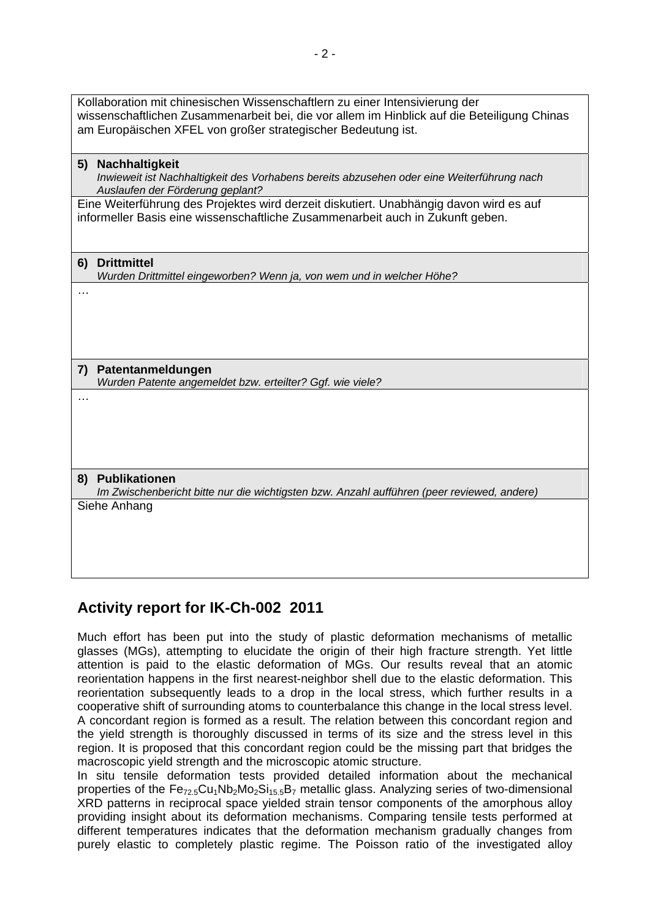Kollaboration mit chinesischen Wissenschaftlern zu einer Intensivierung der wissenschaftlichen Zusammenarbeit bei, die vor allem im Hinblick auf die Beteiligung Chinas am Europäischen XFEL von großer strategischer Bedeutung ist.

**5) Nachhaltigkeit**
*Inwieweit ist Nachhaltigkeit des Vorhabens bereits abzusehen oder eine Weiterführung nach Auslaufen der Förderung geplant?*

Eine Weiterführung des Projektes wird derzeit diskutiert. Unabhängig davon wird es auf informeller Basis eine wissenschaftliche Zusammenarbeit auch in Zukunft geben.

**6) Drittmittel**
*Wurden Drittmittel eingeworben? Wenn ja, von wem und in welcher Höhe?*

…

**7) Patentanmeldungen**
*Wurden Patente angemeldet bzw. erteilter? Ggf. wie viele?*

…

**8) Publikationen**
*Im Zwischenbericht bitte nur die wichtigsten bzw. Anzahl aufführen (peer reviewed, andere)*

Siehe Anhang

## Activity report for IK-Ch-002 2011

Much effort has been put into the study of plastic deformation mechanisms of metallic glasses (MGs), attempting to elucidate the origin of their high fracture strength. Yet little attention is paid to the elastic deformation of MGs. Our results reveal that an atomic reorientation happens in the first nearest-neighbor shell due to the elastic deformation. This reorientation subsequently leads to a drop in the local stress, which further results in a cooperative shift of surrounding atoms to counterbalance this change in the local stress level. A concordant region is formed as a result. The relation between this concordant region and the yield strength is thoroughly discussed in terms of its size and the stress level in this region. It is proposed that this concordant region could be the missing part that bridges the macroscopic yield strength and the microscopic atomic structure.

In situ tensile deformation tests provided detailed information about the mechanical properties of the $Fe_{72.5}Cu_1Nb_2Mo_2Si_{15.5}B_7$ metallic glass. Analyzing series of two-dimensional XRD patterns in reciprocal space yielded strain tensor components of the amorphous alloy providing insight about its deformation mechanisms. Comparing tensile tests performed at different temperatures indicates that the deformation mechanism gradually changes from purely elastic to completely plastic regime. The Poisson ratio of the investigated alloy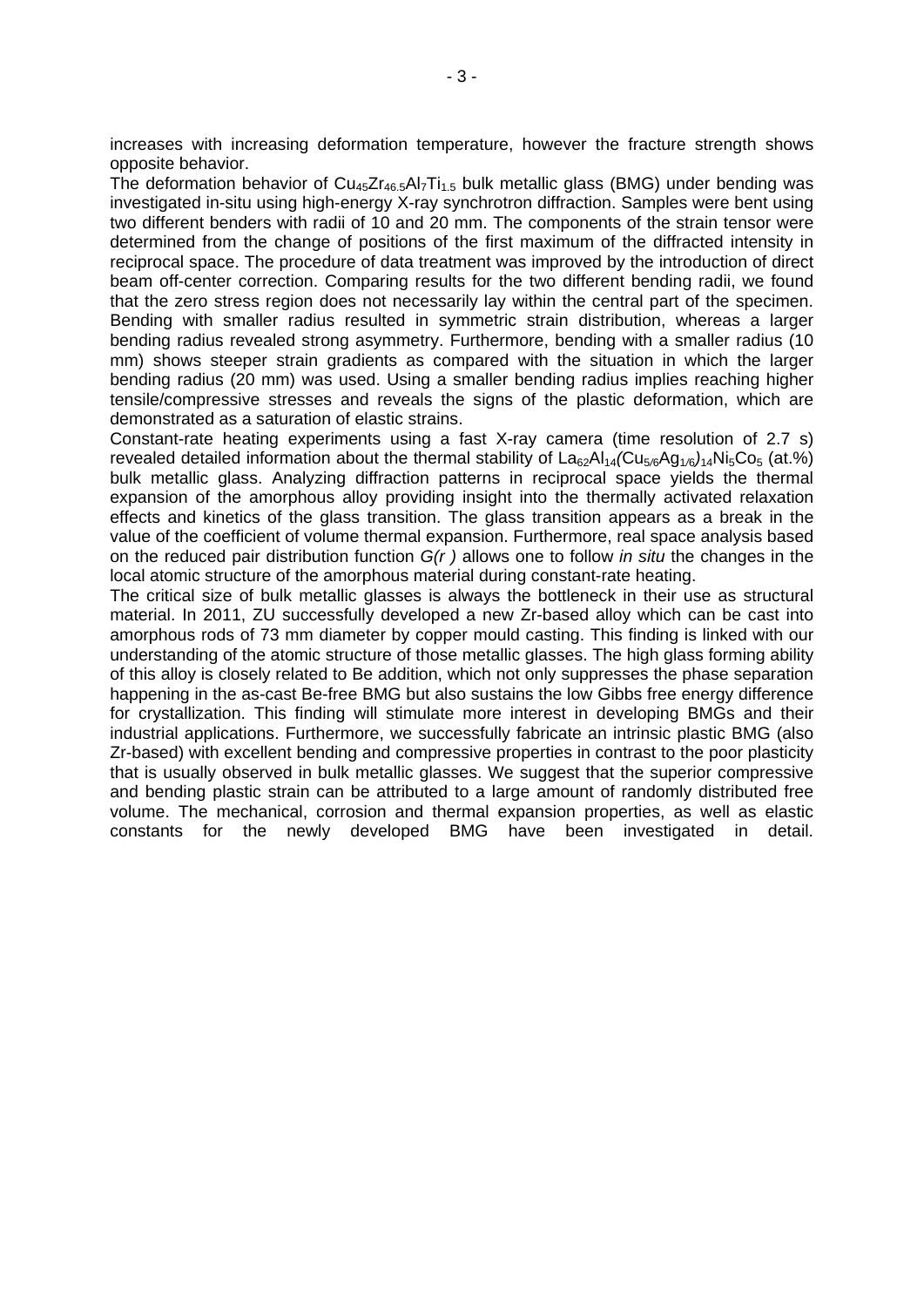increases with increasing deformation temperature, however the fracture strength shows opposite behavior.

The deformation behavior of $Cu_{45}Zr_{46.5}Al_7Ti_{1.5}$ bulk metallic glass (BMG) under bending was investigated in-situ using high-energy X-ray synchrotron diffraction. Samples were bent using two different benders with radii of 10 and 20 mm. The components of the strain tensor were determined from the change of positions of the first maximum of the diffracted intensity in reciprocal space. The procedure of data treatment was improved by the introduction of direct beam off-center correction. Comparing results for the two different bending radii, we found that the zero stress region does not necessarily lay within the central part of the specimen. Bending with smaller radius resulted in symmetric strain distribution, whereas a larger bending radius revealed strong asymmetry. Furthermore, bending with a smaller radius (10 mm) shows steeper strain gradients as compared with the situation in which the larger bending radius (20 mm) was used. Using a smaller bending radius implies reaching higher tensile/compressive stresses and reveals the signs of the plastic deformation, which are demonstrated as a saturation of elastic strains.

Constant-rate heating experiments using a fast X-ray camera (time resolution of 2.7 s) revealed detailed information about the thermal stability of $La_{62}Al_{14}(Cu_{5/6}Ag_{1/6})_{14}Ni_5Co_5$ (at.%) bulk metallic glass. Analyzing diffraction patterns in reciprocal space yields the thermal expansion of the amorphous alloy providing insight into the thermally activated relaxation effects and kinetics of the glass transition. The glass transition appears as a break in the value of the coefficient of volume thermal expansion. Furthermore, real space analysis based on the reduced pair distribution function *G(r )* allows one to follow *in situ* the changes in the local atomic structure of the amorphous material during constant-rate heating.

The critical size of bulk metallic glasses is always the bottleneck in their use as structural material. In 2011, ZU successfully developed a new Zr-based alloy which can be cast into amorphous rods of 73 mm diameter by copper mould casting. This finding is linked with our understanding of the atomic structure of those metallic glasses. The high glass forming ability of this alloy is closely related to Be addition, which not only suppresses the phase separation happening in the as-cast Be-free BMG but also sustains the low Gibbs free energy difference for crystallization. This finding will stimulate more interest in developing BMGs and their industrial applications. Furthermore, we successfully fabricate an intrinsic plastic BMG (also Zr-based) with excellent bending and compressive properties in contrast to the poor plasticity that is usually observed in bulk metallic glasses. We suggest that the superior compressive and bending plastic strain can be attributed to a large amount of randomly distributed free volume. The mechanical, corrosion and thermal expansion properties, as well as elastic constants for the newly developed BMG have been investigated in detail.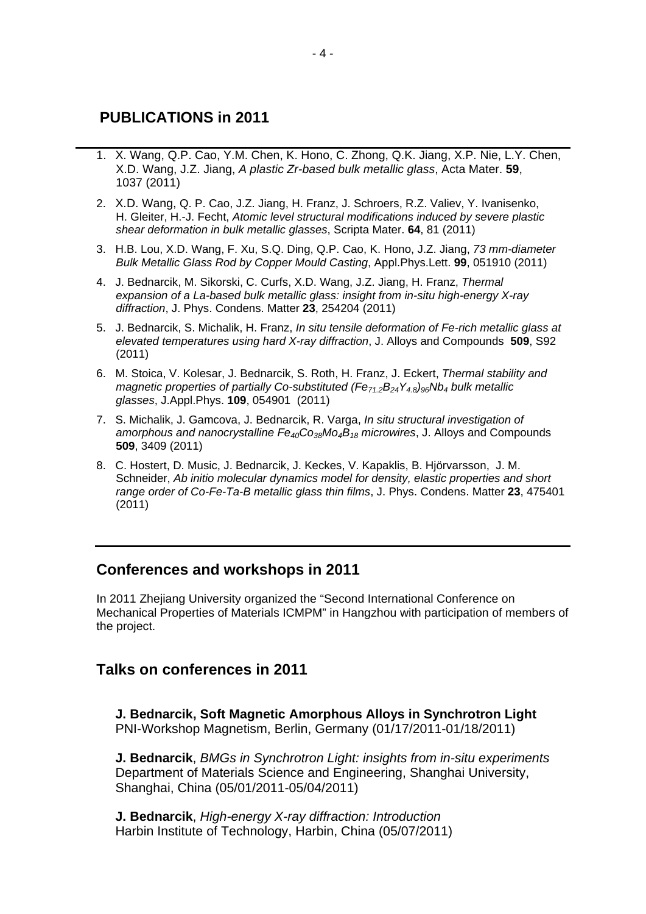## PUBLICATIONS in 2011

1. X. Wang, Q.P. Cao, Y.M. Chen, K. Hono, C. Zhong, Q.K. Jiang, X.P. Nie, L.Y. Chen, X.D. Wang, J.Z. Jiang, *A plastic Zr-based bulk metallic glass*, Acta Mater. **59**, 1037 (2011)
2. X.D. Wang, Q. P. Cao, J.Z. Jiang, H. Franz, J. Schroers, R.Z. Valiev, Y. Ivanisenko, H. Gleiter, H.-J. Fecht, *Atomic level structural modifications induced by severe plastic shear deformation in bulk metallic glasses*, Scripta Mater. **64**, 81 (2011)
3. H.B. Lou, X.D. Wang, F. Xu, S.Q. Ding, Q.P. Cao, K. Hono, J.Z. Jiang, *73 mm-diameter Bulk Metallic Glass Rod by Copper Mould Casting*, Appl.Phys.Lett. **99**, 051910 (2011)
4. J. Bednarcik, M. Sikorski, C. Curfs, X.D. Wang, J.Z. Jiang, H. Franz, *Thermal expansion of a La-based bulk metallic glass: insight from in-situ high-energy X-ray diffraction*, J. Phys. Condens. Matter **23**, 254204 (2011)
5. J. Bednarcik, S. Michalik, H. Franz, *In situ tensile deformation of Fe-rich metallic glass at elevated temperatures using hard X-ray diffraction*, J. Alloys and Compounds **509**, S92 (2011)
6. M. Stoica, V. Kolesar, J. Bednarcik, S. Roth, H. Franz, J. Eckert, *Thermal stability and magnetic properties of partially Co-substituted* $(Fe_{71.2}B_{24}Y_{4.8})_{96}Nb_4$ *bulk metallic glasses*, J.Appl.Phys. **109**, 054901 (2011)
7. S. Michalik, J. Gamcova, J. Bednarcik, R. Varga, *In situ structural investigation of amorphous and nanocrystalline* $Fe_{40}Co_{38}Mo_4B_{18}$ *microwires*, J. Alloys and Compounds **509**, 3409 (2011)
8. C. Hostert, D. Music, J. Bednarcik, J. Keckes, V. Kapaklis, B. Hjörvarsson, J. M. Schneider, *Ab initio molecular dynamics model for density, elastic properties and short range order of Co-Fe-Ta-B metallic glass thin films*, J. Phys. Condens. Matter **23**, 475401 (2011)

## Conferences and workshops in 2011

In 2011 Zhejiang University organized the "Second International Conference on Mechanical Properties of Materials ICMPM" in Hangzhou with participation of members of the project.

## Talks on conferences in 2011

**J. Bednarcik, Soft Magnetic Amorphous Alloys in Synchrotron Light**
PNI-Workshop Magnetism, Berlin, Germany (01/17/2011-01/18/2011)

**J. Bednarcik**, *BMGs in Synchrotron Light: insights from in-situ experiments*
Department of Materials Science and Engineering, Shanghai University, Shanghai, China (05/01/2011-05/04/2011)

**J. Bednarcik**, *High-energy X-ray diffraction: Introduction*
Harbin Institute of Technology, Harbin, China (05/07/2011)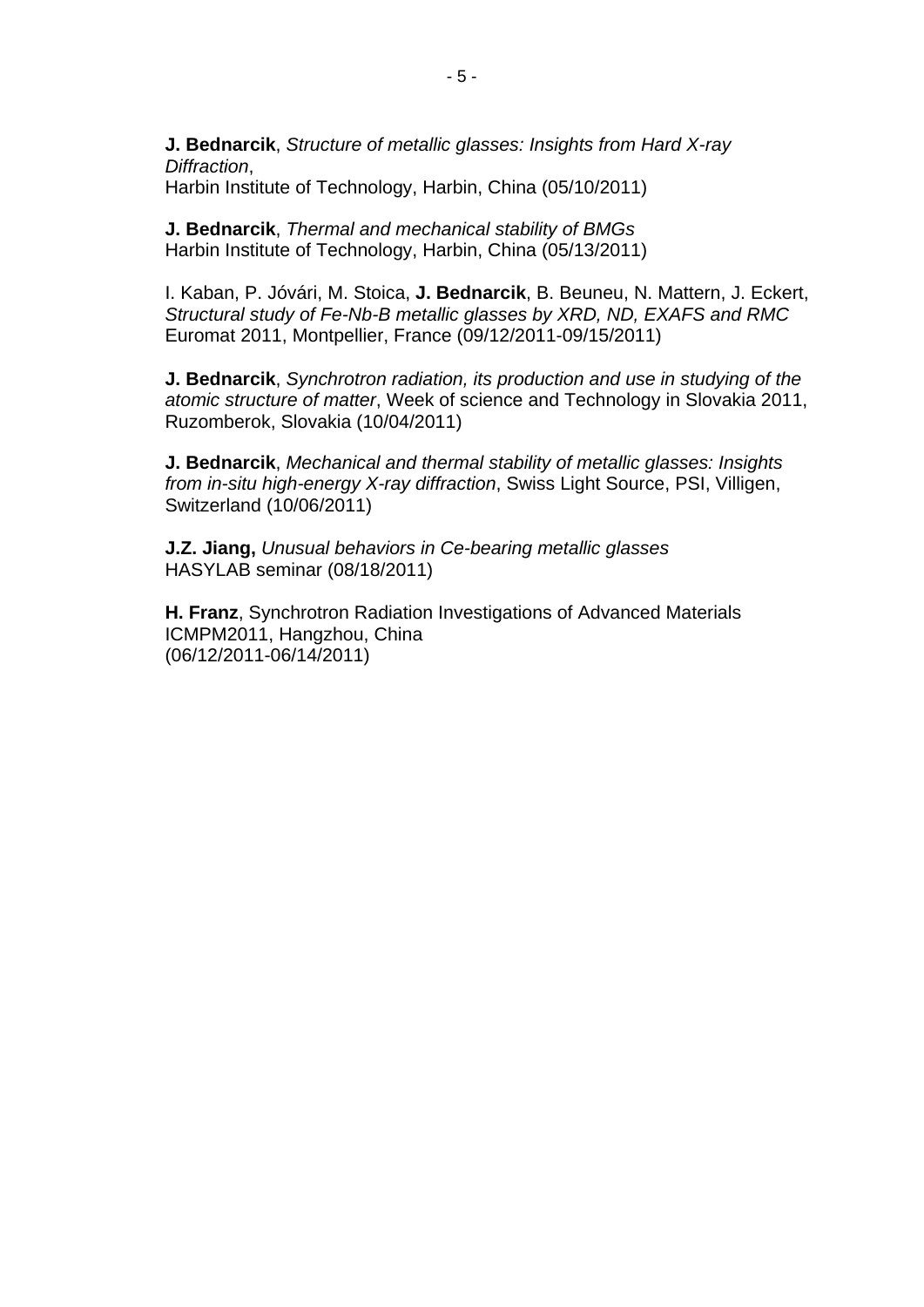**J. Bednarcik**, *Structure of metallic glasses: Insights from Hard X-ray Diffraction*,
Harbin Institute of Technology, Harbin, China (05/10/2011)

**J. Bednarcik**, *Thermal and mechanical stability of BMGs*
Harbin Institute of Technology, Harbin, China (05/13/2011)

I. Kaban, P. Jóvári, M. Stoica, **J. Bednarcik**, B. Beuneu, N. Mattern, J. Eckert, *Structural study of Fe-Nb-B metallic glasses by XRD, ND, EXAFS and RMC*
Euromat 2011, Montpellier, France (09/12/2011-09/15/2011)

**J. Bednarcik**, *Synchrotron radiation, its production and use in studying of the atomic structure of matter*, Week of science and Technology in Slovakia 2011, Ruzomberok, Slovakia (10/04/2011)

**J. Bednarcik**, *Mechanical and thermal stability of metallic glasses: Insights from in-situ high-energy X-ray diffraction*, Swiss Light Source, PSI, Villigen, Switzerland (10/06/2011)

**J.Z. Jiang,** *Unusual behaviors in Ce-bearing metallic glasses*
HASYLAB seminar (08/18/2011)

**H. Franz**, Synchrotron Radiation Investigations of Advanced Materials
ICMPM2011, Hangzhou, China
(06/12/2011-06/14/2011)